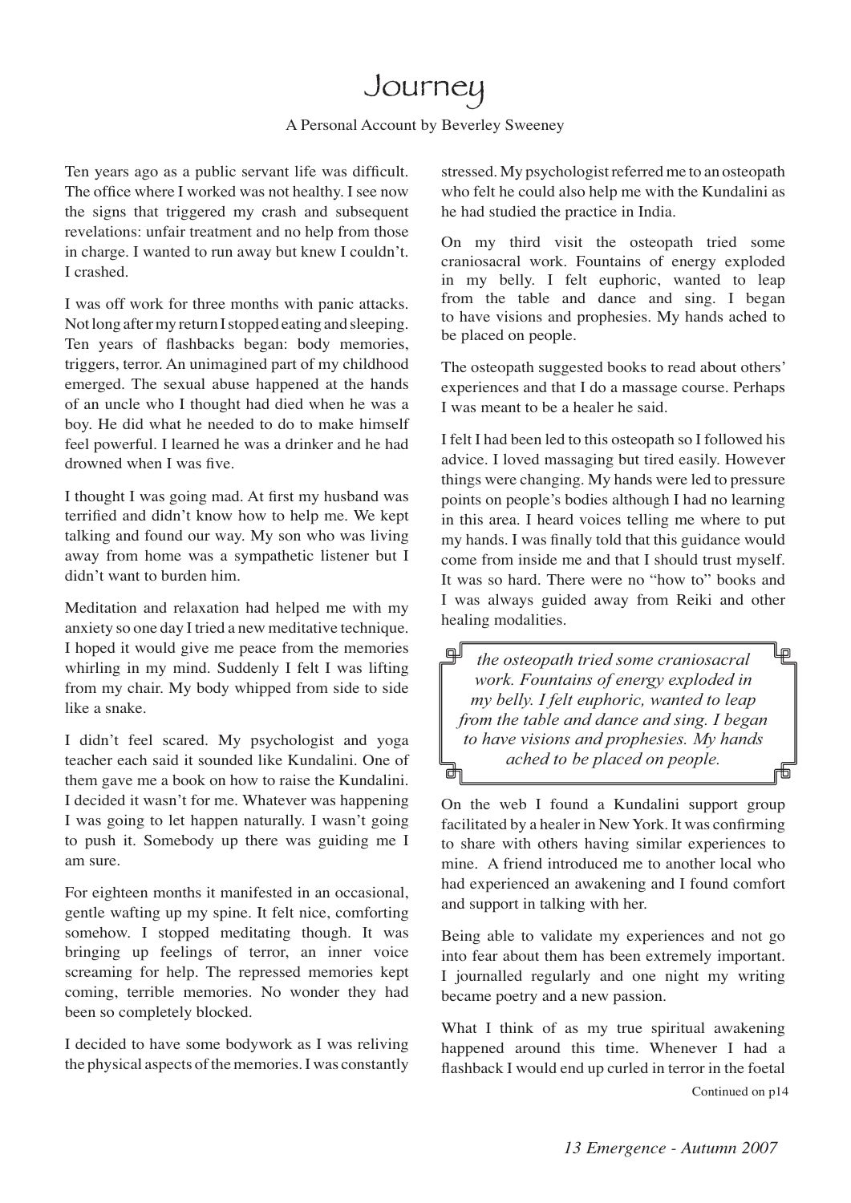# Journey

A Personal Account by Beverley Sweeney

Ten years ago as a public servant life was difficult. The office where I worked was not healthy. I see now the signs that triggered my crash and subsequent revelations: unfair treatment and no help from those in charge. I wanted to run away but knew I couldn't. I crashed.

I was off work for three months with panic attacks. Not long after my return I stopped eating and sleeping. Ten years of flashbacks began: body memories, triggers, terror. An unimagined part of my childhood emerged. The sexual abuse happened at the hands of an uncle who I thought had died when he was a boy. He did what he needed to do to make himself feel powerful. I learned he was a drinker and he had drowned when I was five.

I thought I was going mad. At first my husband was terrified and didn't know how to help me. We kept talking and found our way. My son who was living away from home was a sympathetic listener but I didn't want to burden him.

Meditation and relaxation had helped me with my anxiety so one day I tried a new meditative technique. I hoped it would give me peace from the memories whirling in my mind. Suddenly I felt I was lifting from my chair. My body whipped from side to side like a snake.

I didn't feel scared. My psychologist and yoga teacher each said it sounded like Kundalini. One of them gave me a book on how to raise the Kundalini. I decided it wasn't for me. Whatever was happening I was going to let happen naturally. I wasn't going to push it. Somebody up there was guiding me I am sure.

For eighteen months it manifested in an occasional, gentle wafting up my spine. It felt nice, comforting somehow. I stopped meditating though. It was bringing up feelings of terror, an inner voice screaming for help. The repressed memories kept coming, terrible memories. No wonder they had been so completely blocked.

I decided to have some bodywork as I was reliving the physical aspects of the memories. I was constantly stressed. My psychologist referred me to an osteopath who felt he could also help me with the Kundalini as he had studied the practice in India.

On my third visit the osteopath tried some craniosacral work. Fountains of energy exploded in my belly. I felt euphoric, wanted to leap from the table and dance and sing. I began to have visions and prophesies. My hands ached to be placed on people.

The osteopath suggested books to read about others' experiences and that I do a massage course. Perhaps I was meant to be a healer he said.

I felt I had been led to this osteopath so I followed his advice. I loved massaging but tired easily. However things were changing. My hands were led to pressure points on people's bodies although I had no learning in this area. I heard voices telling me where to put my hands. I was finally told that this guidance would come from inside me and that I should trust myself. It was so hard. There were no "how to" books and I was always guided away from Reiki and other healing modalities.

> *the osteopath tried some craniosacral work. Fountains of energy exploded in my belly. I felt euphoric, wanted to leap from the table and dance and sing. I began to have visions and prophesies. My hands ached to be placed on people.*

On the web I found a Kundalini support group facilitated by a healer in New York. It was confirming to share with others having similar experiences to mine. A friend introduced me to another local who had experienced an awakening and I found comfort and support in talking with her.

Being able to validate my experiences and not go into fear about them has been extremely important. I journalled regularly and one night my writing became poetry and a new passion.

What I think of as my true spiritual awakening happened around this time. Whenever I had a flashback I would end up curled in terror in the foetal

Continued on p14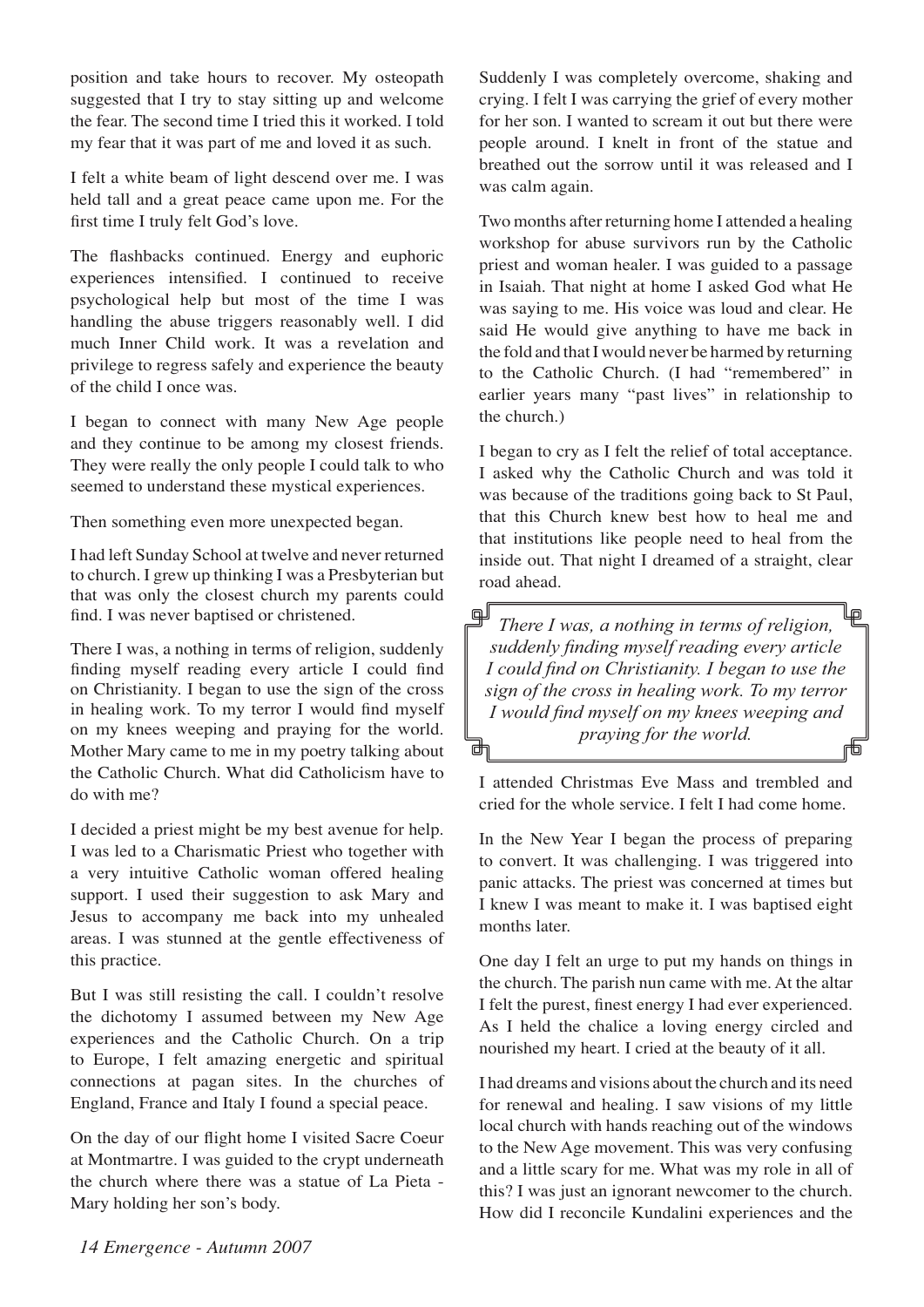position and take hours to recover. My osteopath suggested that I try to stay sitting up and welcome the fear. The second time I tried this it worked. I told my fear that it was part of me and loved it as such.

I felt a white beam of light descend over me. I was held tall and a great peace came upon me. For the first time I truly felt God's love.

The flashbacks continued. Energy and euphoric experiences intensified. I continued to receive psychological help but most of the time I was handling the abuse triggers reasonably well. I did much Inner Child work. It was a revelation and privilege to regress safely and experience the beauty of the child I once was.

I began to connect with many New Age people and they continue to be among my closest friends. They were really the only people I could talk to who seemed to understand these mystical experiences.

Then something even more unexpected began.

I had left Sunday School at twelve and never returned to church. I grew up thinking I was a Presbyterian but that was only the closest church my parents could find. I was never baptised or christened.

There I was, a nothing in terms of religion, suddenly finding myself reading every article I could find on Christianity. I began to use the sign of the cross in healing work. To my terror I would find myself on my knees weeping and praying for the world. Mother Mary came to me in my poetry talking about the Catholic Church. What did Catholicism have to do with me?

I decided a priest might be my best avenue for help. I was led to a Charismatic Priest who together with a very intuitive Catholic woman offered healing support. I used their suggestion to ask Mary and Jesus to accompany me back into my unhealed areas. I was stunned at the gentle effectiveness of this practice.

But I was still resisting the call. I couldn't resolve the dichotomy I assumed between my New Age experiences and the Catholic Church. On a trip to Europe, I felt amazing energetic and spiritual connections at pagan sites. In the churches of England, France and Italy I found a special peace.

On the day of our flight home I visited Sacre Coeur at Montmartre. I was guided to the crypt underneath the church where there was a statue of La Pieta - Mary holding her son's body.

Suddenly I was completely overcome, shaking and crying. I felt I was carrying the grief of every mother for her son. I wanted to scream it out but there were people around. I knelt in front of the statue and breathed out the sorrow until it was released and I was calm again.

Two months after returning home I attended a healing workshop for abuse survivors run by the Catholic priest and woman healer. I was guided to a passage in Isaiah. That night at home I asked God what He was saying to me. His voice was loud and clear. He said He would give anything to have me back in the fold and that I would never be harmed by returning to the Catholic Church. (I had "remembered" in earlier years many "past lives" in relationship to the church.)

I began to cry as I felt the relief of total acceptance. I asked why the Catholic Church and was told it was because of the traditions going back to St Paul, that this Church knew best how to heal me and that institutions like people need to heal from the inside out. That night I dreamed of a straight, clear road ahead.

> *There I was, a nothing in terms of religion, suddenly finding myself reading every article I could find on Christianity. I began to use the sign of the cross in healing work. To my terror I would find myself on my knees weeping and praying for the world.*

I attended Christmas Eve Mass and trembled and cried for the whole service. I felt I had come home.

In the New Year I began the process of preparing to convert. It was challenging. I was triggered into panic attacks. The priest was concerned at times but I knew I was meant to make it. I was baptised eight months later.

One day I felt an urge to put my hands on things in the church. The parish nun came with me. At the altar I felt the purest, finest energy I had ever experienced. As I held the chalice a loving energy circled and nourished my heart. I cried at the beauty of it all.

I had dreams and visions about the church and its need for renewal and healing. I saw visions of my little local church with hands reaching out of the windows to the New Age movement. This was very confusing and a little scary for me. What was my role in all of this? I was just an ignorant newcomer to the church. How did I reconcile Kundalini experiences and the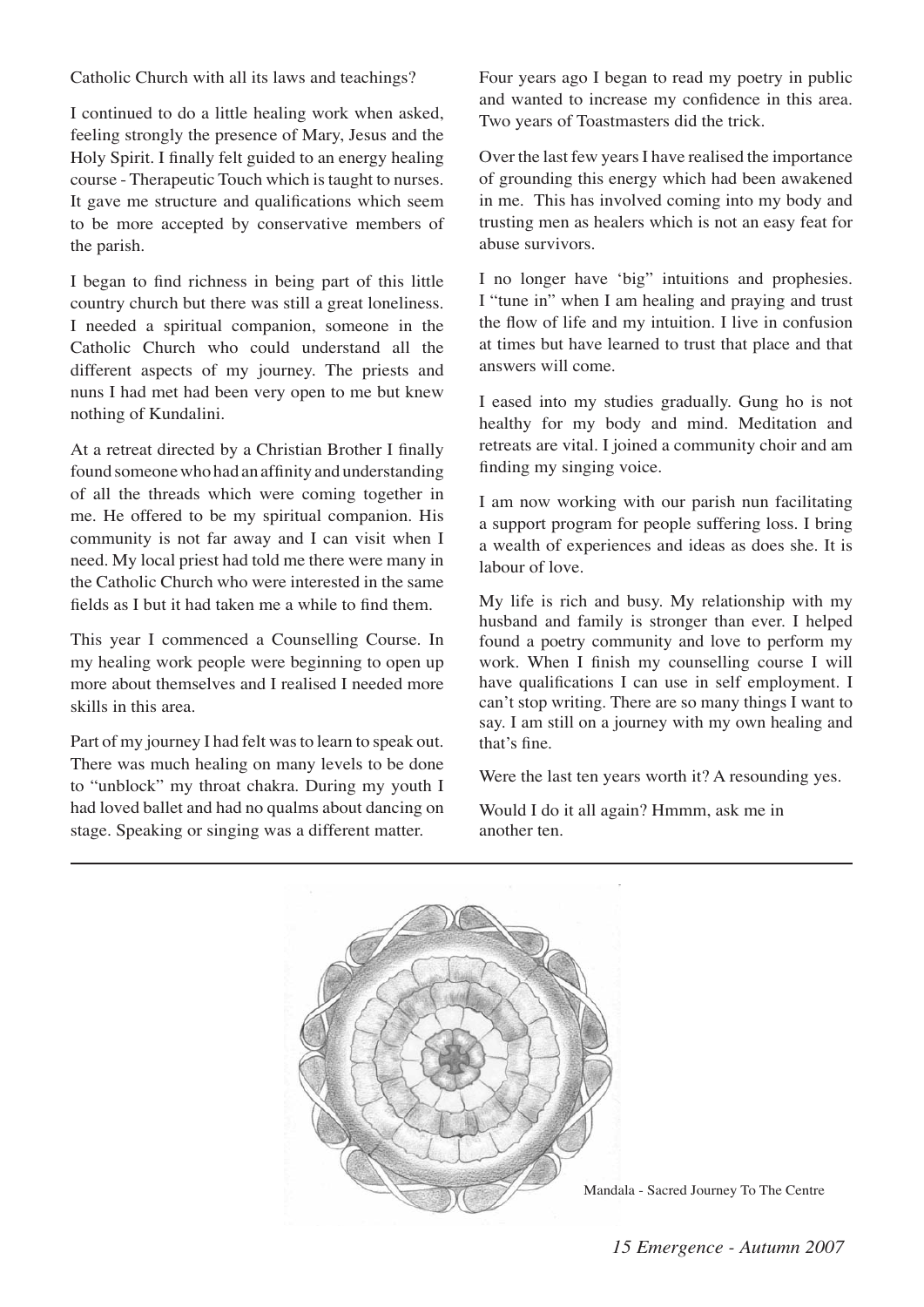Catholic Church with all its laws and teachings?

I continued to do a little healing work when asked, feeling strongly the presence of Mary, Jesus and the Holy Spirit. I finally felt guided to an energy healing course - Therapeutic Touch which is taught to nurses. It gave me structure and qualifications which seem to be more accepted by conservative members of the parish.

I began to find richness in being part of this little country church but there was still a great loneliness. I needed a spiritual companion, someone in the Catholic Church who could understand all the different aspects of my journey. The priests and nuns I had met had been very open to me but knew nothing of Kundalini.

At a retreat directed by a Christian Brother I finally found someone who had an affinity and understanding of all the threads which were coming together in me. He offered to be my spiritual companion. His community is not far away and I can visit when I need. My local priest had told me there were many in the Catholic Church who were interested in the same fields as I but it had taken me a while to find them.

This year I commenced a Counselling Course. In my healing work people were beginning to open up more about themselves and I realised I needed more skills in this area.

Part of my journey I had felt was to learn to speak out. There was much healing on many levels to be done to "unblock" my throat chakra. During my youth I had loved ballet and had no qualms about dancing on stage. Speaking or singing was a different matter.

Four years ago I began to read my poetry in public and wanted to increase my confidence in this area. Two years of Toastmasters did the trick.

Over the last few years I have realised the importance of grounding this energy which had been awakened in me. This has involved coming into my body and trusting men as healers which is not an easy feat for abuse survivors.

I no longer have 'big" intuitions and prophesies. I "tune in" when I am healing and praying and trust the flow of life and my intuition. I live in confusion at times but have learned to trust that place and that answers will come.

I eased into my studies gradually. Gung ho is not healthy for my body and mind. Meditation and retreats are vital. I joined a community choir and am finding my singing voice.

I am now working with our parish nun facilitating a support program for people suffering loss. I bring a wealth of experiences and ideas as does she. It is labour of love.

My life is rich and busy. My relationship with my husband and family is stronger than ever. I helped found a poetry community and love to perform my work. When I finish my counselling course I will have qualifications I can use in self employment. I can't stop writing. There are so many things I want to say. I am still on a journey with my own healing and that's fine.

Were the last ten years worth it? A resounding yes.

Would I do it all again? Hmmm, ask me in another ten.

---

Mandala - Sacred Journey To The Centre